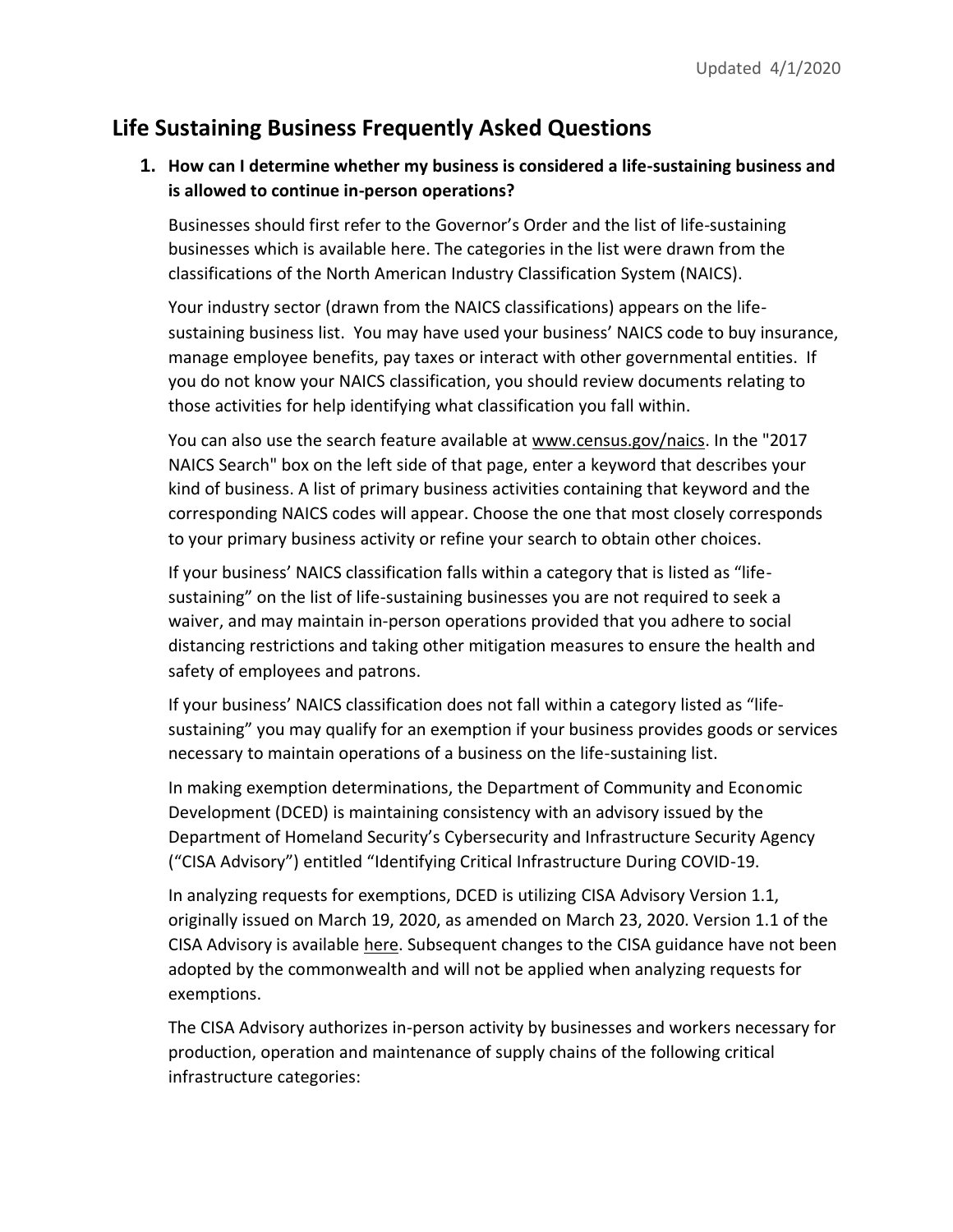Updated 4/1/2020

# Life Sustaining Business Frequently Asked Questions

1. **How can I determine whether my business is considered a life-sustaining business and is allowed to continue in-person operations?**

   Businesses should first refer to the Governor's Order and the list of life-sustaining businesses which is available here. The categories in the list were drawn from the classifications of the North American Industry Classification System (NAICS).

   Your industry sector (drawn from the NAICS classifications) appears on the life-sustaining business list. You may have used your business' NAICS code to buy insurance, manage employee benefits, pay taxes or interact with other governmental entities. If you do not know your NAICS classification, you should review documents relating to those activities for help identifying what classification you fall within.

   You can also use the search feature available at www.census.gov/naics. In the "2017 NAICS Search" box on the left side of that page, enter a keyword that describes your kind of business. A list of primary business activities containing that keyword and the corresponding NAICS codes will appear. Choose the one that most closely corresponds to your primary business activity or refine your search to obtain other choices.

   If your business' NAICS classification falls within a category that is listed as "life-sustaining" on the list of life-sustaining businesses you are not required to seek a waiver, and may maintain in-person operations provided that you adhere to social distancing restrictions and taking other mitigation measures to ensure the health and safety of employees and patrons.

   If your business' NAICS classification does not fall within a category listed as "life-sustaining" you may qualify for an exemption if your business provides goods or services necessary to maintain operations of a business on the life-sustaining list.

   In making exemption determinations, the Department of Community and Economic Development (DCED) is maintaining consistency with an advisory issued by the Department of Homeland Security's Cybersecurity and Infrastructure Security Agency ("CISA Advisory") entitled "Identifying Critical Infrastructure During COVID-19.

   In analyzing requests for exemptions, DCED is utilizing CISA Advisory Version 1.1, originally issued on March 19, 2020, as amended on March 23, 2020. Version 1.1 of the CISA Advisory is available here. Subsequent changes to the CISA guidance have not been adopted by the commonwealth and will not be applied when analyzing requests for exemptions.

   The CISA Advisory authorizes in-person activity by businesses and workers necessary for production, operation and maintenance of supply chains of the following critical infrastructure categories: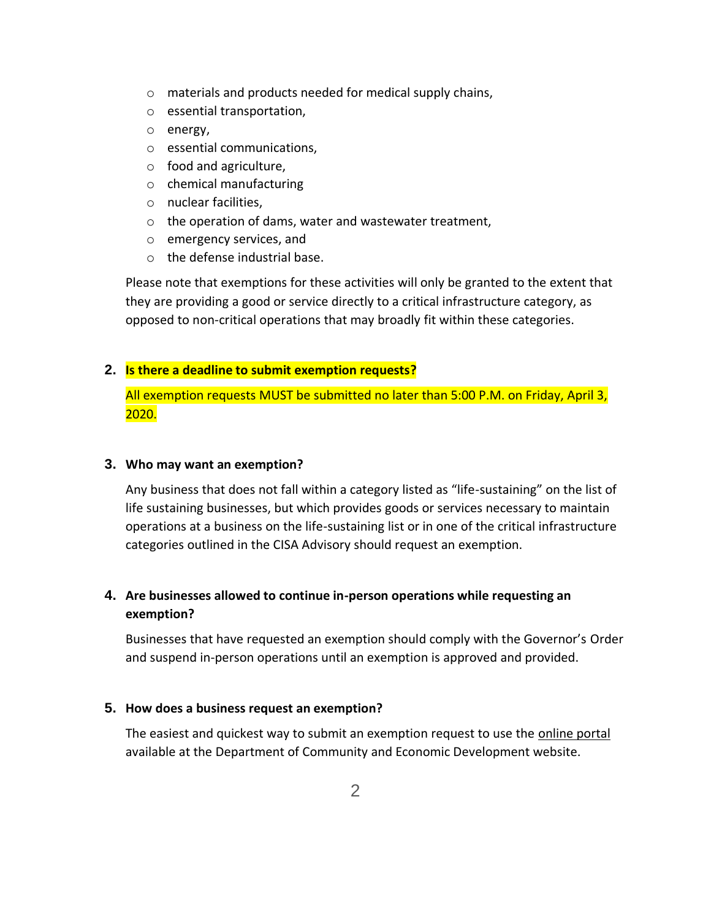- materials and products needed for medical supply chains,
- essential transportation,
- energy,
- essential communications,
- food and agriculture,
- chemical manufacturing
- nuclear facilities,
- the operation of dams, water and wastewater treatment,
- emergency services, and
- the defense industrial base.

Please note that exemptions for these activities will only be granted to the extent that they are providing a good or service directly to a critical infrastructure category, as opposed to non-critical operations that may broadly fit within these categories.

2. **Is there a deadline to submit exemption requests?**

   All exemption requests MUST be submitted no later than 5:00 P.M. on Friday, April 3, 2020.

3. **Who may want an exemption?**

   Any business that does not fall within a category listed as "life-sustaining" on the list of life sustaining businesses, but which provides goods or services necessary to maintain operations at a business on the life-sustaining list or in one of the critical infrastructure categories outlined in the CISA Advisory should request an exemption.

4. **Are businesses allowed to continue in-person operations while requesting an exemption?**

   Businesses that have requested an exemption should comply with the Governor's Order and suspend in-person operations until an exemption is approved and provided.

5. **How does a business request an exemption?**

   The easiest and quickest way to submit an exemption request to use the online portal available at the Department of Community and Economic Development website.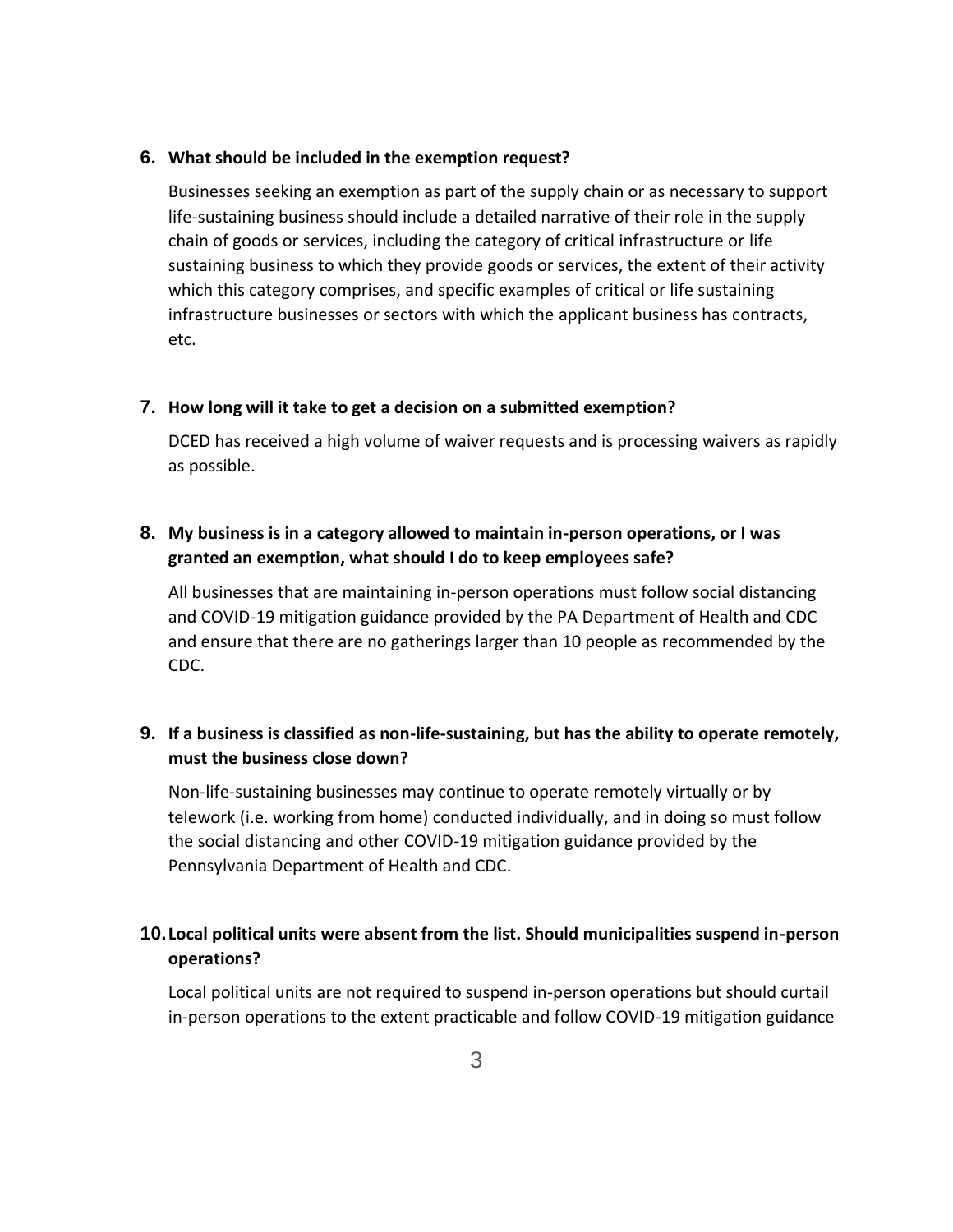**6. What should be included in the exemption request?**

Businesses seeking an exemption as part of the supply chain or as necessary to support life-sustaining business should include a detailed narrative of their role in the supply chain of goods or services, including the category of critical infrastructure or life sustaining business to which they provide goods or services, the extent of their activity which this category comprises, and specific examples of critical or life sustaining infrastructure businesses or sectors with which the applicant business has contracts, etc.

**7. How long will it take to get a decision on a submitted exemption?**

DCED has received a high volume of waiver requests and is processing waivers as rapidly as possible.

**8. My business is in a category allowed to maintain in-person operations, or I was granted an exemption, what should I do to keep employees safe?**

All businesses that are maintaining in-person operations must follow social distancing and COVID-19 mitigation guidance provided by the PA Department of Health and CDC and ensure that there are no gatherings larger than 10 people as recommended by the CDC.

**9. If a business is classified as non-life-sustaining, but has the ability to operate remotely, must the business close down?**

Non-life-sustaining businesses may continue to operate remotely virtually or by telework (i.e. working from home) conducted individually, and in doing so must follow the social distancing and other COVID-19 mitigation guidance provided by the Pennsylvania Department of Health and CDC.

**10. Local political units were absent from the list. Should municipalities suspend in-person operations?**

Local political units are not required to suspend in-person operations but should curtail in-person operations to the extent practicable and follow COVID-19 mitigation guidance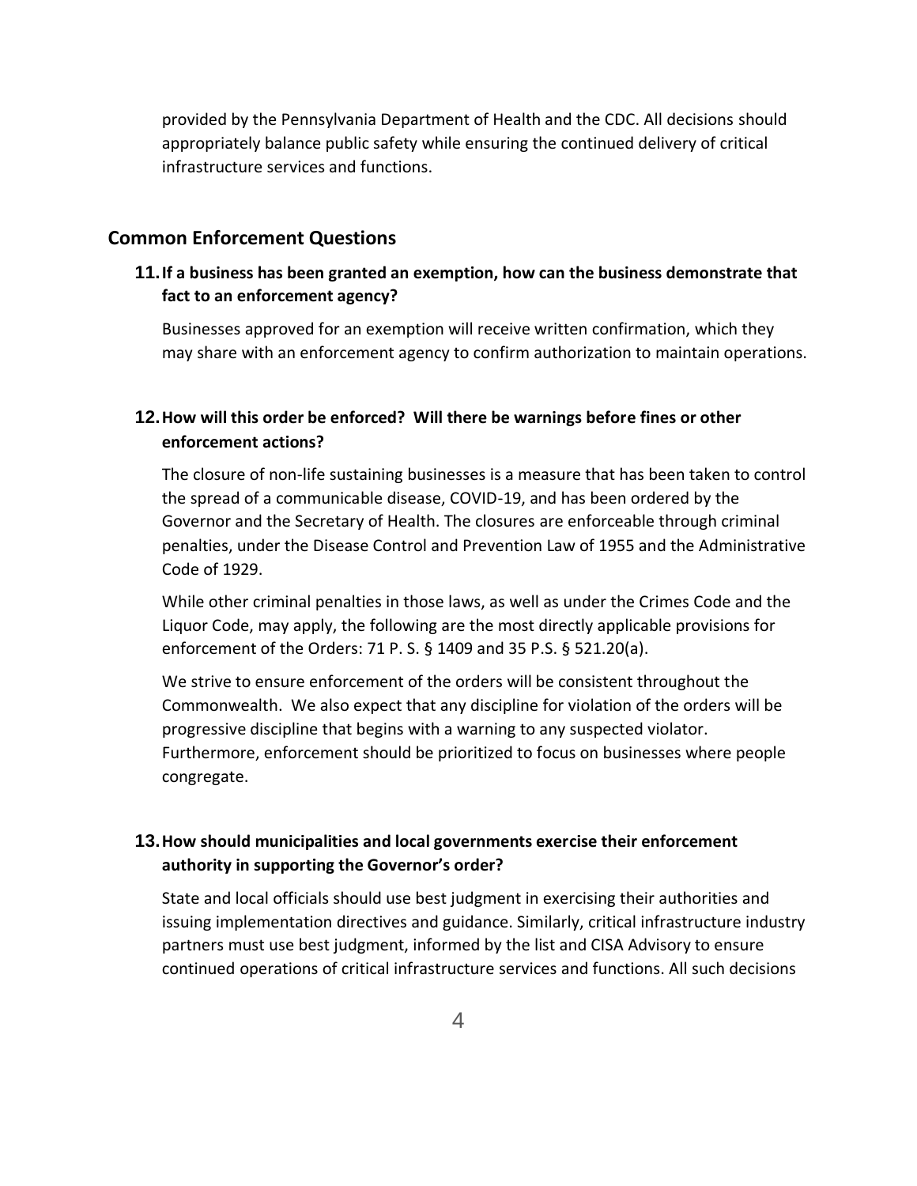provided by the Pennsylvania Department of Health and the CDC. All decisions should appropriately balance public safety while ensuring the continued delivery of critical infrastructure services and functions.

## Common Enforcement Questions

### 11. If a business has been granted an exemption, how can the business demonstrate that fact to an enforcement agency?

Businesses approved for an exemption will receive written confirmation, which they may share with an enforcement agency to confirm authorization to maintain operations.

### 12. How will this order be enforced? Will there be warnings before fines or other enforcement actions?

The closure of non-life sustaining businesses is a measure that has been taken to control the spread of a communicable disease, COVID-19, and has been ordered by the Governor and the Secretary of Health. The closures are enforceable through criminal penalties, under the Disease Control and Prevention Law of 1955 and the Administrative Code of 1929.

While other criminal penalties in those laws, as well as under the Crimes Code and the Liquor Code, may apply, the following are the most directly applicable provisions for enforcement of the Orders: 71 P. S. § 1409 and 35 P.S. § 521.20(a).

We strive to ensure enforcement of the orders will be consistent throughout the Commonwealth. We also expect that any discipline for violation of the orders will be progressive discipline that begins with a warning to any suspected violator. Furthermore, enforcement should be prioritized to focus on businesses where people congregate.

### 13. How should municipalities and local governments exercise their enforcement authority in supporting the Governor's order?

State and local officials should use best judgment in exercising their authorities and issuing implementation directives and guidance. Similarly, critical infrastructure industry partners must use best judgment, informed by the list and CISA Advisory to ensure continued operations of critical infrastructure services and functions. All such decisions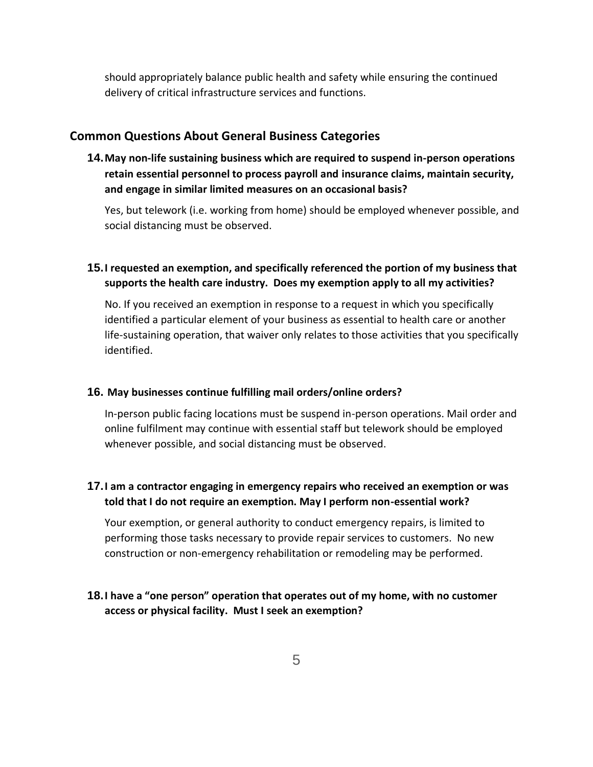should appropriately balance public health and safety while ensuring the continued delivery of critical infrastructure services and functions.

## Common Questions About General Business Categories

**14. May non-life sustaining business which are required to suspend in-person operations retain essential personnel to process payroll and insurance claims, maintain security, and engage in similar limited measures on an occasional basis?**

Yes, but telework (i.e. working from home) should be employed whenever possible, and social distancing must be observed.

**15. I requested an exemption, and specifically referenced the portion of my business that supports the health care industry. Does my exemption apply to all my activities?**

No. If you received an exemption in response to a request in which you specifically identified a particular element of your business as essential to health care or another life-sustaining operation, that waiver only relates to those activities that you specifically identified.

**16. May businesses continue fulfilling mail orders/online orders?**

In-person public facing locations must be suspend in-person operations. Mail order and online fulfilment may continue with essential staff but telework should be employed whenever possible, and social distancing must be observed.

**17. I am a contractor engaging in emergency repairs who received an exemption or was told that I do not require an exemption. May I perform non-essential work?**

Your exemption, or general authority to conduct emergency repairs, is limited to performing those tasks necessary to provide repair services to customers. No new construction or non-emergency rehabilitation or remodeling may be performed.

**18. I have a "one person" operation that operates out of my home, with no customer access or physical facility. Must I seek an exemption?**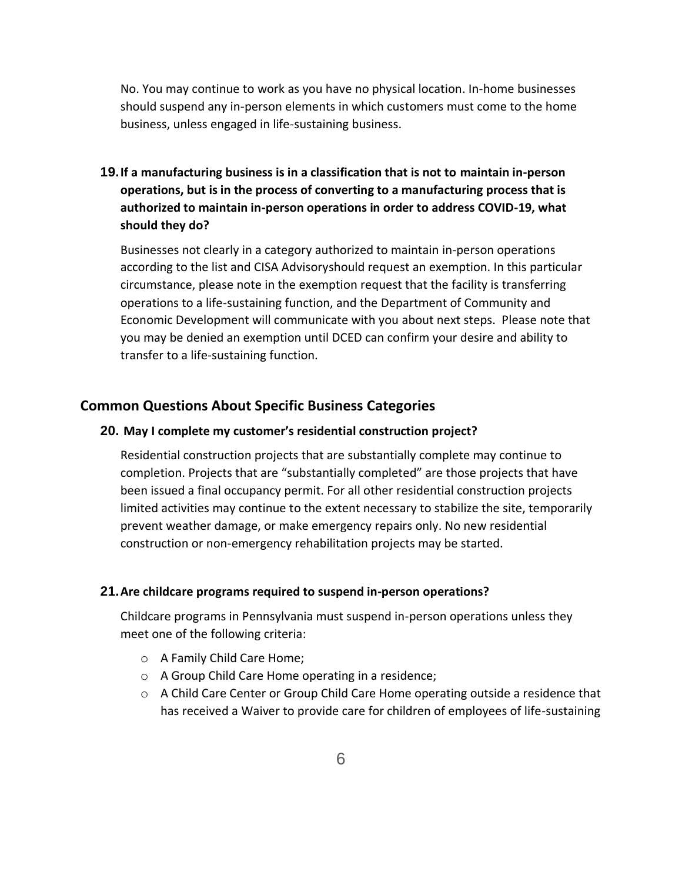No. You may continue to work as you have no physical location. In-home businesses should suspend any in-person elements in which customers must come to the home business, unless engaged in life-sustaining business.

**19. If a manufacturing business is in a classification that is not to maintain in-person operations, but is in the process of converting to a manufacturing process that is authorized to maintain in-person operations in order to address COVID-19, what should they do?**

Businesses not clearly in a category authorized to maintain in-person operations according to the list and CISA Advisoryshould request an exemption. In this particular circumstance, please note in the exemption request that the facility is transferring operations to a life-sustaining function, and the Department of Community and Economic Development will communicate with you about next steps. Please note that you may be denied an exemption until DCED can confirm your desire and ability to transfer to a life-sustaining function.

## Common Questions About Specific Business Categories

**20. May I complete my customer's residential construction project?**

Residential construction projects that are substantially complete may continue to completion. Projects that are "substantially completed" are those projects that have been issued a final occupancy permit. For all other residential construction projects limited activities may continue to the extent necessary to stabilize the site, temporarily prevent weather damage, or make emergency repairs only. No new residential construction or non-emergency rehabilitation projects may be started.

**21. Are childcare programs required to suspend in-person operations?**

Childcare programs in Pennsylvania must suspend in-person operations unless they meet one of the following criteria:

- A Family Child Care Home;
- A Group Child Care Home operating in a residence;
- A Child Care Center or Group Child Care Home operating outside a residence that has received a Waiver to provide care for children of employees of life-sustaining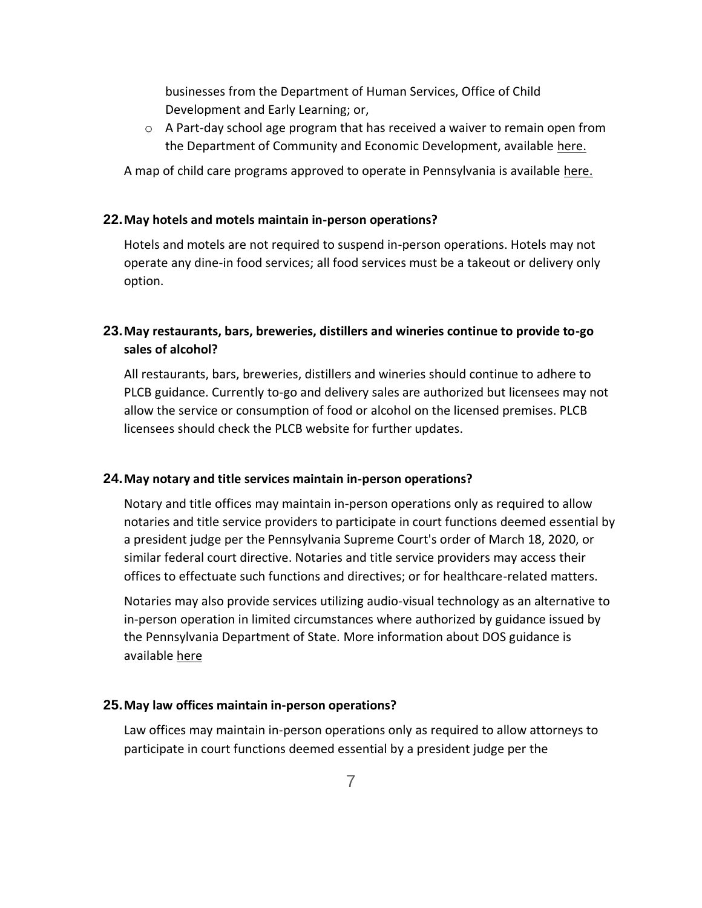businesses from the Department of Human Services, Office of Child Development and Early Learning; or,

- A Part-day school age program that has received a waiver to remain open from the Department of Community and Economic Development, available here.

A map of child care programs approved to operate in Pennsylvania is available here.

**22. May hotels and motels maintain in-person operations?**

Hotels and motels are not required to suspend in-person operations. Hotels may not operate any dine-in food services; all food services must be a takeout or delivery only option.

**23. May restaurants, bars, breweries, distillers and wineries continue to provide to-go sales of alcohol?**

All restaurants, bars, breweries, distillers and wineries should continue to adhere to PLCB guidance. Currently to-go and delivery sales are authorized but licensees may not allow the service or consumption of food or alcohol on the licensed premises. PLCB licensees should check the PLCB website for further updates.

**24. May notary and title services maintain in-person operations?**

Notary and title offices may maintain in-person operations only as required to allow notaries and title service providers to participate in court functions deemed essential by a president judge per the Pennsylvania Supreme Court's order of March 18, 2020, or similar federal court directive. Notaries and title service providers may access their offices to effectuate such functions and directives; or for healthcare-related matters.

Notaries may also provide services utilizing audio-visual technology as an alternative to in-person operation in limited circumstances where authorized by guidance issued by the Pennsylvania Department of State. More information about DOS guidance is available here

**25. May law offices maintain in-person operations?**

Law offices may maintain in-person operations only as required to allow attorneys to participate in court functions deemed essential by a president judge per the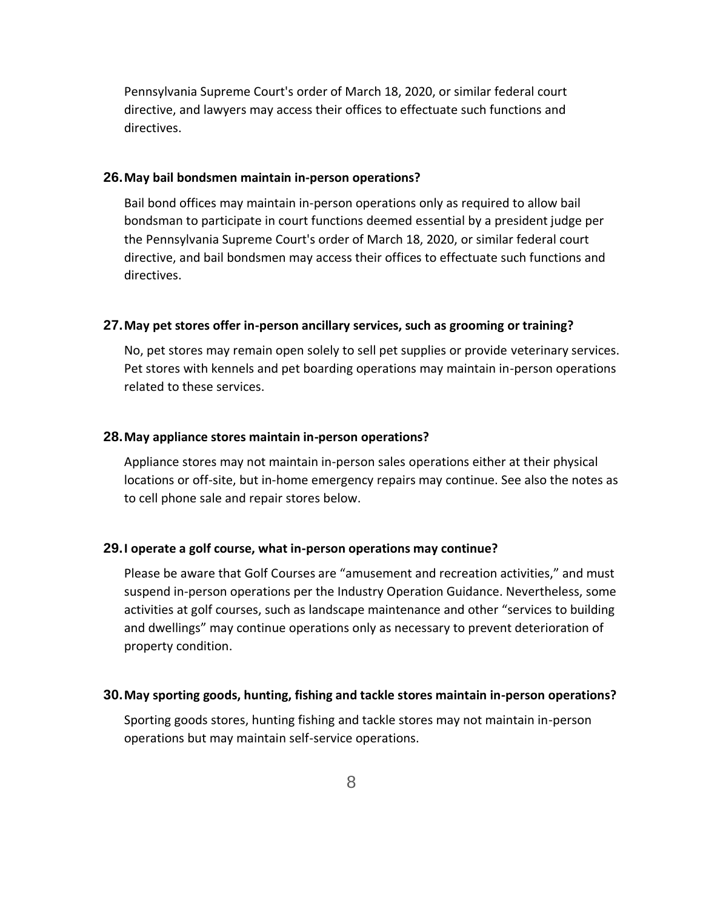Pennsylvania Supreme Court's order of March 18, 2020, or similar federal court directive, and lawyers may access their offices to effectuate such functions and directives.

### 26. May bail bondsmen maintain in-person operations?

Bail bond offices may maintain in-person operations only as required to allow bail bondsman to participate in court functions deemed essential by a president judge per the Pennsylvania Supreme Court's order of March 18, 2020, or similar federal court directive, and bail bondsmen may access their offices to effectuate such functions and directives.

### 27. May pet stores offer in-person ancillary services, such as grooming or training?

No, pet stores may remain open solely to sell pet supplies or provide veterinary services. Pet stores with kennels and pet boarding operations may maintain in-person operations related to these services.

### 28. May appliance stores maintain in-person operations?

Appliance stores may not maintain in-person sales operations either at their physical locations or off-site, but in-home emergency repairs may continue. See also the notes as to cell phone sale and repair stores below.

### 29. I operate a golf course, what in-person operations may continue?

Please be aware that Golf Courses are "amusement and recreation activities," and must suspend in-person operations per the Industry Operation Guidance. Nevertheless, some activities at golf courses, such as landscape maintenance and other "services to building and dwellings" may continue operations only as necessary to prevent deterioration of property condition.

### 30. May sporting goods, hunting, fishing and tackle stores maintain in-person operations?

Sporting goods stores, hunting fishing and tackle stores may not maintain in-person operations but may maintain self-service operations.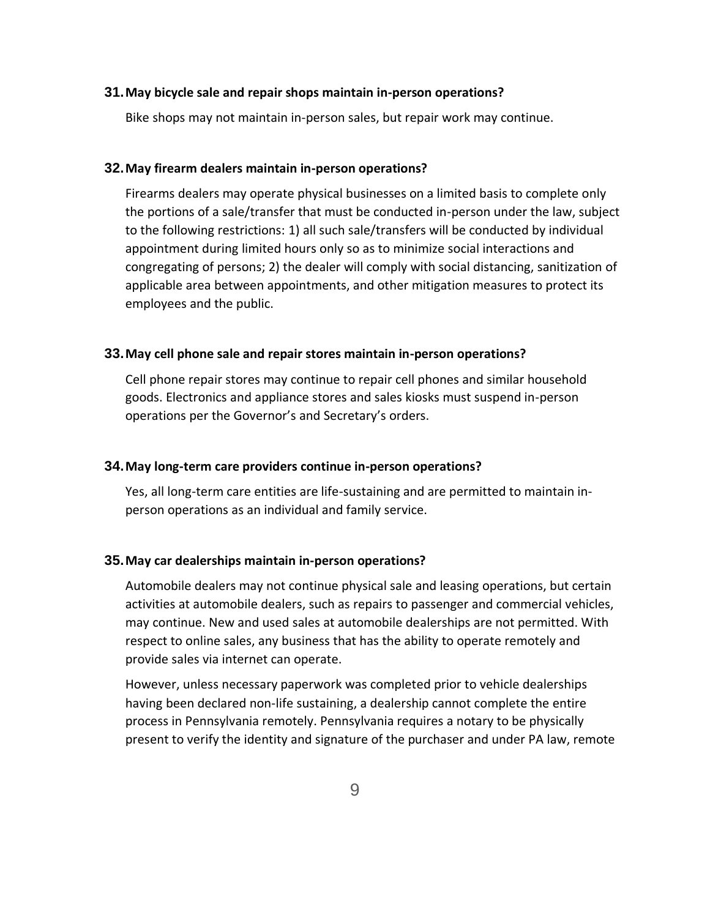**31. May bicycle sale and repair shops maintain in-person operations?**

Bike shops may not maintain in-person sales, but repair work may continue.

**32. May firearm dealers maintain in-person operations?**

Firearms dealers may operate physical businesses on a limited basis to complete only the portions of a sale/transfer that must be conducted in-person under the law, subject to the following restrictions: 1) all such sale/transfers will be conducted by individual appointment during limited hours only so as to minimize social interactions and congregating of persons; 2) the dealer will comply with social distancing, sanitization of applicable area between appointments, and other mitigation measures to protect its employees and the public.

**33. May cell phone sale and repair stores maintain in-person operations?**

Cell phone repair stores may continue to repair cell phones and similar household goods. Electronics and appliance stores and sales kiosks must suspend in-person operations per the Governor's and Secretary's orders.

**34. May long-term care providers continue in-person operations?**

Yes, all long-term care entities are life-sustaining and are permitted to maintain in-person operations as an individual and family service.

**35. May car dealerships maintain in-person operations?**

Automobile dealers may not continue physical sale and leasing operations, but certain activities at automobile dealers, such as repairs to passenger and commercial vehicles, may continue. New and used sales at automobile dealerships are not permitted. With respect to online sales, any business that has the ability to operate remotely and provide sales via internet can operate.

However, unless necessary paperwork was completed prior to vehicle dealerships having been declared non-life sustaining, a dealership cannot complete the entire process in Pennsylvania remotely. Pennsylvania requires a notary to be physically present to verify the identity and signature of the purchaser and under PA law, remote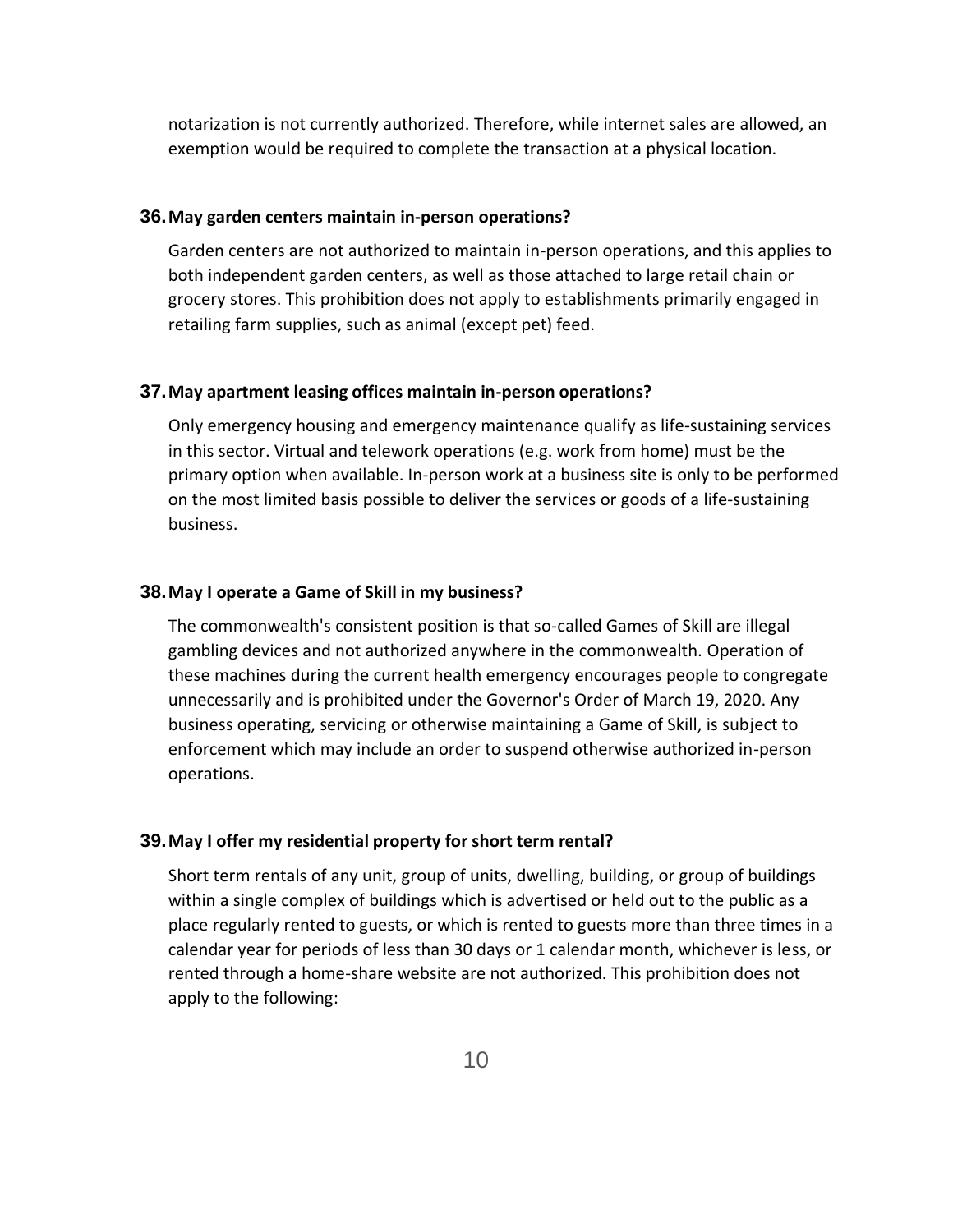notarization is not currently authorized. Therefore, while internet sales are allowed, an exemption would be required to complete the transaction at a physical location.

### 36. May garden centers maintain in-person operations?

Garden centers are not authorized to maintain in-person operations, and this applies to both independent garden centers, as well as those attached to large retail chain or grocery stores. This prohibition does not apply to establishments primarily engaged in retailing farm supplies, such as animal (except pet) feed.

### 37. May apartment leasing offices maintain in-person operations?

Only emergency housing and emergency maintenance qualify as life-sustaining services in this sector. Virtual and telework operations (e.g. work from home) must be the primary option when available. In-person work at a business site is only to be performed on the most limited basis possible to deliver the services or goods of a life-sustaining business.

### 38. May I operate a Game of Skill in my business?

The commonwealth's consistent position is that so-called Games of Skill are illegal gambling devices and not authorized anywhere in the commonwealth. Operation of these machines during the current health emergency encourages people to congregate unnecessarily and is prohibited under the Governor's Order of March 19, 2020. Any business operating, servicing or otherwise maintaining a Game of Skill, is subject to enforcement which may include an order to suspend otherwise authorized in-person operations.

### 39. May I offer my residential property for short term rental?

Short term rentals of any unit, group of units, dwelling, building, or group of buildings within a single complex of buildings which is advertised or held out to the public as a place regularly rented to guests, or which is rented to guests more than three times in a calendar year for periods of less than 30 days or 1 calendar month, whichever is less, or rented through a home-share website are not authorized. This prohibition does not apply to the following: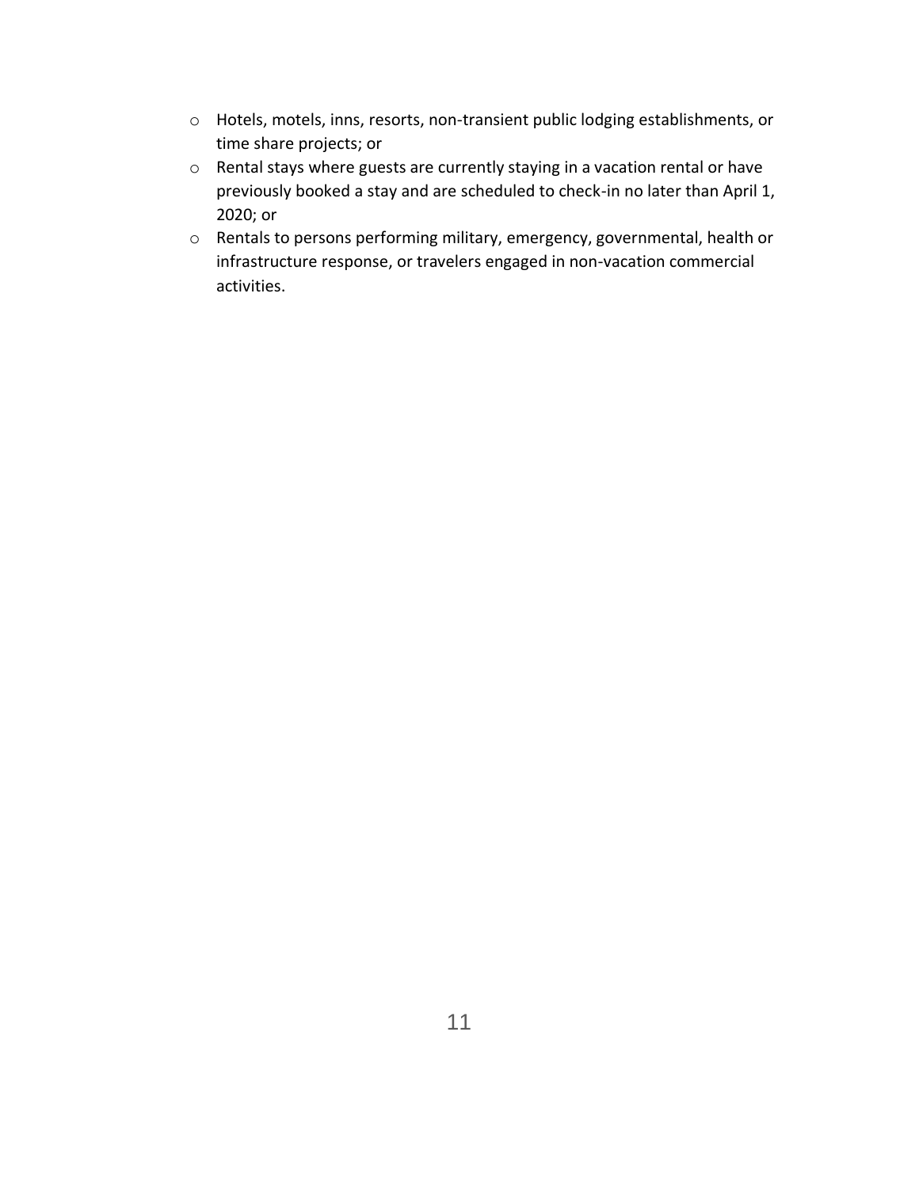- Hotels, motels, inns, resorts, non-transient public lodging establishments, or time share projects; or
- Rental stays where guests are currently staying in a vacation rental or have previously booked a stay and are scheduled to check-in no later than April 1, 2020; or
- Rentals to persons performing military, emergency, governmental, health or infrastructure response, or travelers engaged in non-vacation commercial activities.